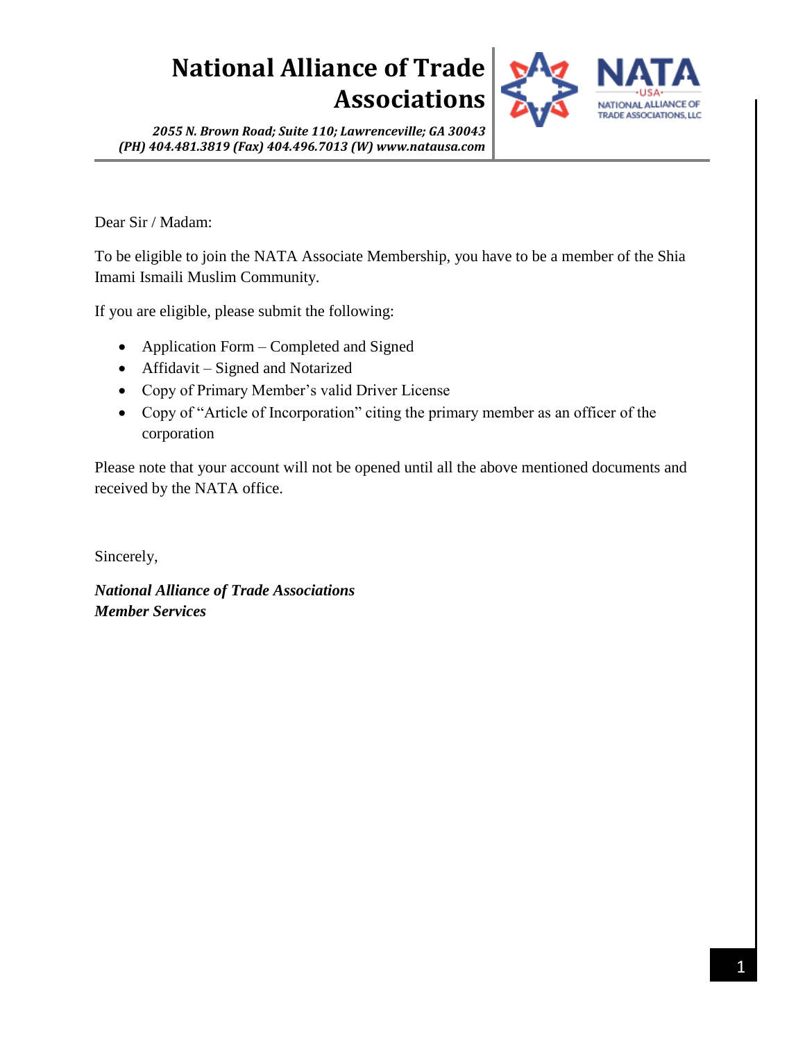# National Alliance of Trade Associations

*2055 N. Brown Road; Suite 110; Lawrenceville; GA 30043*
*(PH) 404.481.3819 (Fax) 404.496.7013 (W) www.natausa.com*

NATA •USA• NATIONAL ALLIANCE OF TRADE ASSOCIATIONS, LLC

Dear Sir / Madam:

To be eligible to join the NATA Associate Membership, you have to be a member of the Shia Imami Ismaili Muslim Community.

If you are eligible, please submit the following:

- Application Form – Completed and Signed
- Affidavit – Signed and Notarized
- Copy of Primary Member's valid Driver License
- Copy of "Article of Incorporation" citing the primary member as an officer of the corporation

Please note that your account will not be opened until all the above mentioned documents and received by the NATA office.

Sincerely,

***National Alliance of Trade Associations***
***Member Services***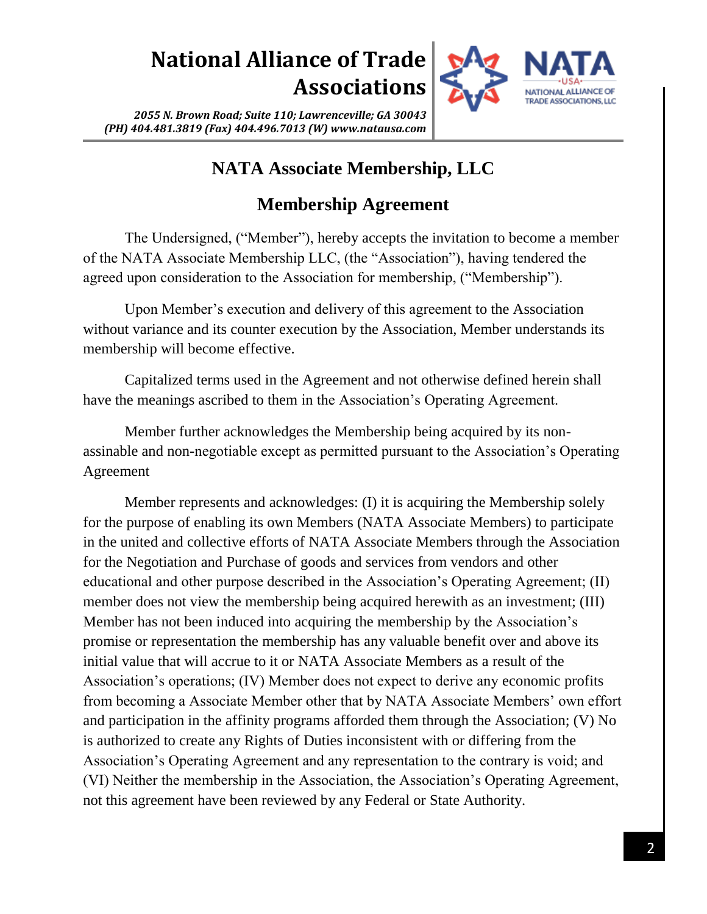# National Alliance of Trade Associations

*2055 N. Brown Road; Suite 110; Lawrenceville; GA 30043*
*(PH) 404.481.3819 (Fax) 404.496.7013 (W) www.natausa.com*

## NATA Associate Membership, LLC

## Membership Agreement

The Undersigned, ("Member"), hereby accepts the invitation to become a member of the NATA Associate Membership LLC, (the "Association"), having tendered the agreed upon consideration to the Association for membership, ("Membership").

Upon Member's execution and delivery of this agreement to the Association without variance and its counter execution by the Association, Member understands its membership will become effective.

Capitalized terms used in the Agreement and not otherwise defined herein shall have the meanings ascribed to them in the Association's Operating Agreement.

Member further acknowledges the Membership being acquired by its non-assinable and non-negotiable except as permitted pursuant to the Association's Operating Agreement

Member represents and acknowledges: (I) it is acquiring the Membership solely for the purpose of enabling its own Members (NATA Associate Members) to participate in the united and collective efforts of NATA Associate Members through the Association for the Negotiation and Purchase of goods and services from vendors and other educational and other purpose described in the Association's Operating Agreement; (II) member does not view the membership being acquired herewith as an investment; (III) Member has not been induced into acquiring the membership by the Association's promise or representation the membership has any valuable benefit over and above its initial value that will accrue to it or NATA Associate Members as a result of the Association's operations; (IV) Member does not expect to derive any economic profits from becoming a Associate Member other that by NATA Associate Members' own effort and participation in the affinity programs afforded them through the Association; (V) No is authorized to create any Rights of Duties inconsistent with or differing from the Association's Operating Agreement and any representation to the contrary is void; and (VI) Neither the membership in the Association, the Association's Operating Agreement, not this agreement have been reviewed by any Federal or State Authority.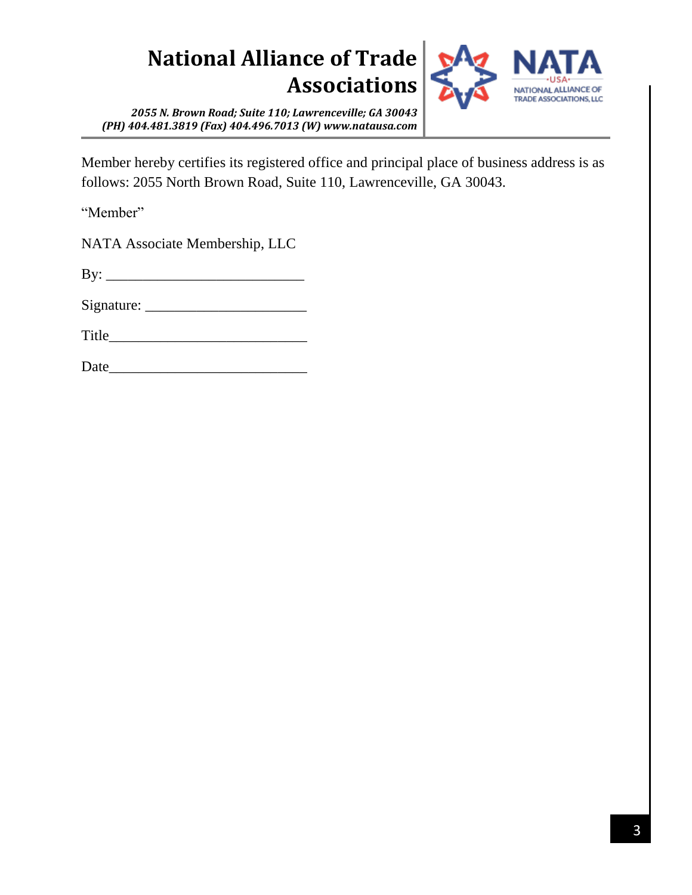Member hereby certifies its registered office and principal place of business address is as follows: 2055 North Brown Road, Suite 110, Lawrenceville, GA 30043.

"Member"

NATA Associate Membership, LLC

By: ___________________________

Signature: _______________________

Title____________________________

Date____________________________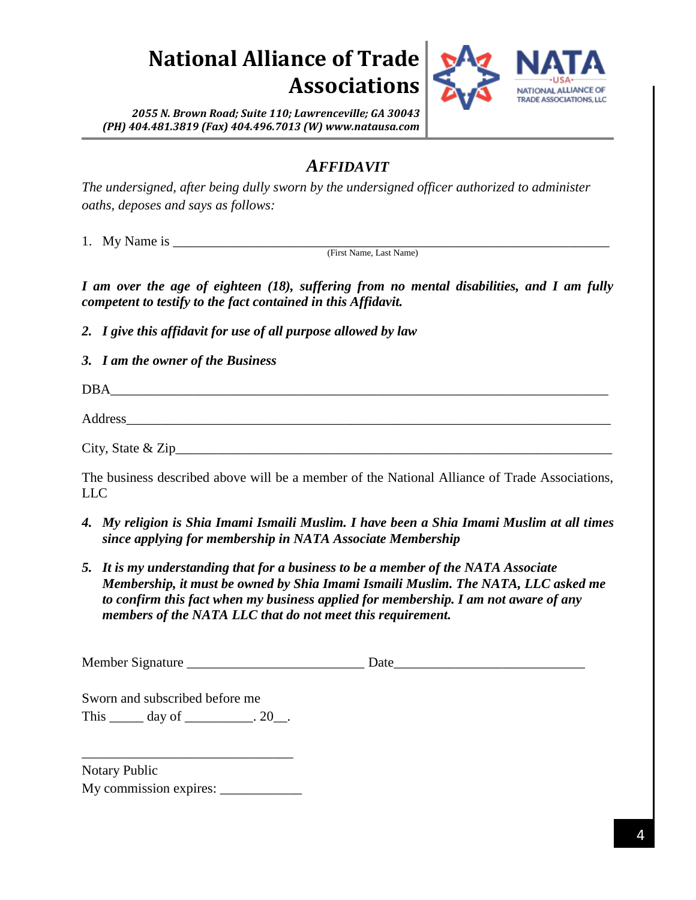# National Alliance of Trade Associations

*2055 N. Brown Road; Suite 110; Lawrenceville; GA 30043*
*(PH) 404.481.3819 (Fax) 404.496.7013 (W) www.natausa.com*

NATA
•USA•
NATIONAL ALLIANCE OF TRADE ASSOCIATIONS, LLC

## *AFFIDAVIT*

*The undersigned, after being dully sworn by the undersigned officer authorized to administer oaths, deposes and says as follows:*

1. My Name is ___________________________________________________________
(First Name, Last Name)

***I am over the age of eighteen (18), suffering from no mental disabilities, and I am fully competent to testify to the fact contained in this Affidavit.***

2. ***I give this affidavit for use of all purpose allowed by law***
3. ***I am the owner of the Business***

DBA___________________________________________________________________

Address________________________________________________________________

City, State & Zip_________________________________________________________

The business described above will be a member of the National Alliance of Trade Associations, LLC

4. ***My religion is Shia Imami Ismaili Muslim. I have been a Shia Imami Muslim at all times since applying for membership in NATA Associate Membership***
5. ***It is my understanding that for a business to be a member of the NATA Associate Membership, it must be owned by Shia Imami Ismaili Muslim. The NATA, LLC asked me to confirm this fact when my business applied for membership. I am not aware of any members of the NATA LLC that do not meet this requirement.***

Member Signature __________________________ Date____________________________

Sworn and subscribed before me
This _____ day of __________. 20__.

_______________________________
Notary Public
My commission expires: ____________